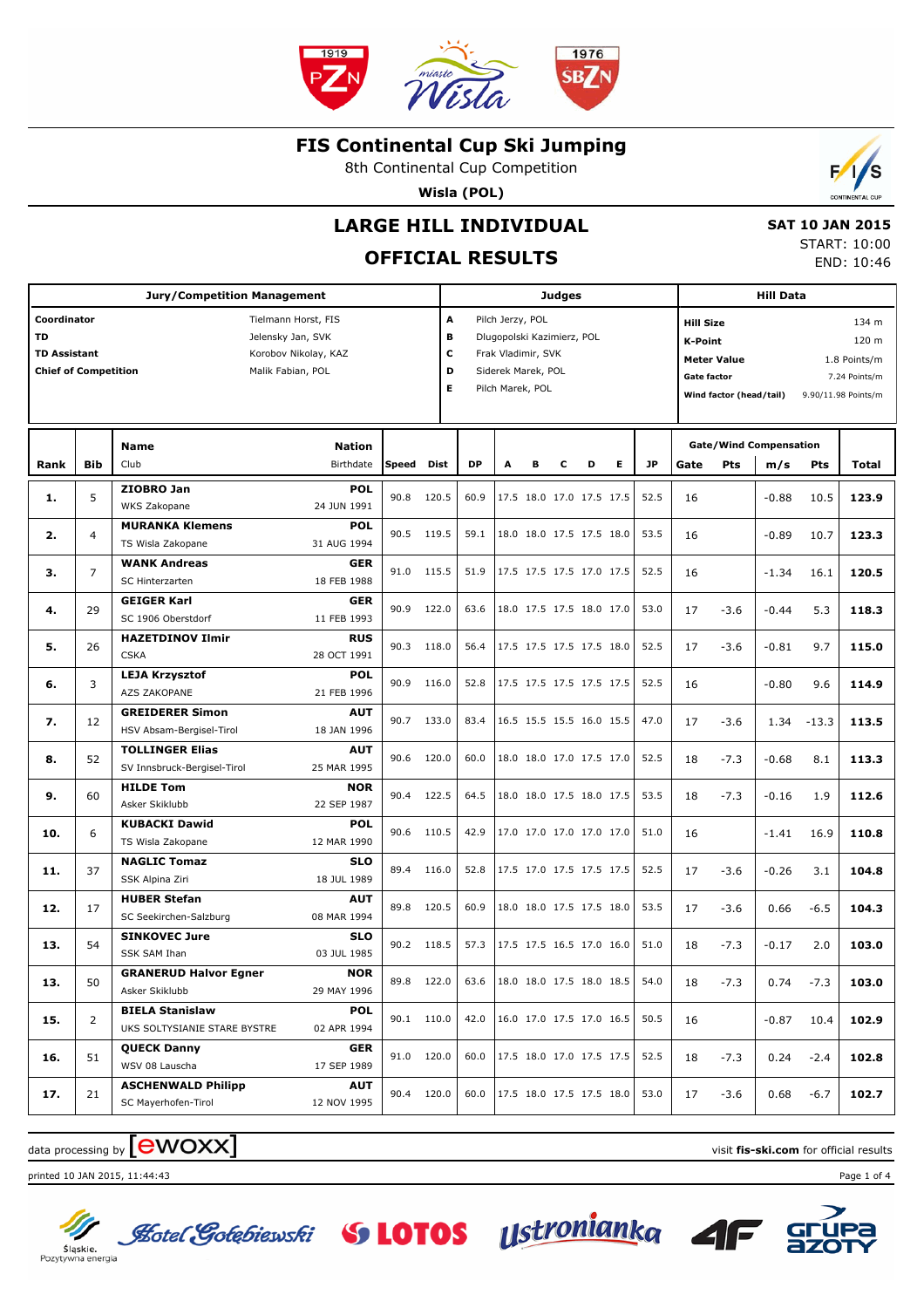# FIS Continental Cup Ski Jumping

8th Continental Cup Competition

**Wisla (POL)**

## LARGE HILL INDIVIDUAL

## OFFICIAL RESULTS

**SAT 10 JAN 2015**
START: 10:00
END: 10:46

| Jury/Competition Management | | Judges | | Hill Data | |
|---|---|---|---|---|---|
| **Coordinator** | Tielmann Horst, FIS | A | Pilch Jerzy, POL | **Hill Size** | 134 m |
| **TD** | Jelensky Jan, SVK | B | Dlugopolski Kazimierz, POL | **K-Point** | 120 m |
| **TD Assistant** | Korobov Nikolay, KAZ | C | Frak Vladimir, SVK | **Meter Value** | 1.8 Points/m |
| **Chief of Competition** | Malik Fabian, POL | D | Siderek Marek, POL | **Gate factor** | 7.24 Points/m |
| | | E | Pilch Marek, POL | **Wind factor (head/tail)** | 9.90/11.98 Points/m |

| Rank | Bib | Name / Club | Nation / Birthdate | Speed | Dist | DP | A | B | C | D | E | JP | Gate | Pts | m/s | Pts | Total |
|---|---|---|---|---|---|---|---|---|---|---|---|---|---|---|---|---|---|
| **1.** | 5 | **ZIOBRO Jan** WKS Zakopane | **POL** 24 JUN 1991 | 90.8 | 120.5 | 60.9 | 17.5 | 18.0 | 17.0 | 17.5 | 17.5 | 52.5 | 16 | | -0.88 | 10.5 | **123.9** |
| **2.** | 4 | **MURANKA Klemens** TS Wisla Zakopane | **POL** 31 AUG 1994 | 90.5 | 119.5 | 59.1 | 18.0 | 18.0 | 17.5 | 17.5 | 18.0 | 53.5 | 16 | | -0.89 | 10.7 | **123.3** |
| **3.** | 7 | **WANK Andreas** SC Hinterzarten | **GER** 18 FEB 1988 | 91.0 | 115.5 | 51.9 | 17.5 | 17.5 | 17.5 | 17.0 | 17.5 | 52.5 | 16 | | -1.34 | 16.1 | **120.5** |
| **4.** | 29 | **GEIGER Karl** SC 1906 Oberstdorf | **GER** 11 FEB 1993 | 90.9 | 122.0 | 63.6 | 18.0 | 17.5 | 17.5 | 18.0 | 17.0 | 53.0 | 17 | -3.6 | -0.44 | 5.3 | **118.3** |
| **5.** | 26 | **HAZETDINOV Ilmir** CSKA | **RUS** 28 OCT 1991 | 90.3 | 118.0 | 56.4 | 17.5 | 17.5 | 17.5 | 17.5 | 18.0 | 52.5 | 17 | -3.6 | -0.81 | 9.7 | **115.0** |
| **6.** | 3 | **LEJA Krzysztof** AZS ZAKOPANE | **POL** 21 FEB 1996 | 90.9 | 116.0 | 52.8 | 17.5 | 17.5 | 17.5 | 17.5 | 17.5 | 52.5 | 16 | | -0.80 | 9.6 | **114.9** |
| **7.** | 12 | **GREIDERER Simon** HSV Absam-Bergisel-Tirol | **AUT** 18 JAN 1996 | 90.7 | 133.0 | 83.4 | 16.5 | 15.5 | 15.5 | 16.0 | 15.5 | 47.0 | 17 | -3.6 | 1.34 | -13.3 | **113.5** |
| **8.** | 52 | **TOLLINGER Elias** SV Innsbruck-Bergisel-Tirol | **AUT** 25 MAR 1995 | 90.6 | 120.0 | 60.0 | 18.0 | 18.0 | 17.0 | 17.5 | 17.0 | 52.5 | 18 | -7.3 | -0.68 | 8.1 | **113.3** |
| **9.** | 60 | **HILDE Tom** Asker Skiklubb | **NOR** 22 SEP 1987 | 90.4 | 122.5 | 64.5 | 18.0 | 18.0 | 17.5 | 18.0 | 17.5 | 53.5 | 18 | -7.3 | -0.16 | 1.9 | **112.6** |
| **10.** | 6 | **KUBACKI Dawid** TS Wisla Zakopane | **POL** 12 MAR 1990 | 90.6 | 110.5 | 42.9 | 17.0 | 17.0 | 17.0 | 17.0 | 17.0 | 51.0 | 16 | | -1.41 | 16.9 | **110.8** |
| **11.** | 37 | **NAGLIC Tomaz** SSK Alpina Ziri | **SLO** 18 JUL 1989 | 89.4 | 116.0 | 52.8 | 17.5 | 17.0 | 17.5 | 17.5 | 17.5 | 52.5 | 17 | -3.6 | -0.26 | 3.1 | **104.8** |
| **12.** | 17 | **HUBER Stefan** SC Seekirchen-Salzburg | **AUT** 08 MAR 1994 | 89.8 | 120.5 | 60.9 | 18.0 | 18.0 | 17.5 | 17.5 | 18.0 | 53.5 | 17 | -3.6 | 0.66 | -6.5 | **104.3** |
| **13.** | 54 | **SINKOVEC Jure** SSK SAM Ihan | **SLO** 03 JUL 1985 | 90.2 | 118.5 | 57.3 | 17.5 | 17.5 | 16.5 | 17.0 | 16.0 | 51.0 | 18 | -7.3 | -0.17 | 2.0 | **103.0** |
| **13.** | 50 | **GRANERUD Halvor Egner** Asker Skiklubb | **NOR** 29 MAY 1996 | 89.8 | 122.0 | 63.6 | 18.0 | 18.0 | 17.5 | 18.0 | 18.5 | 54.0 | 18 | -7.3 | 0.74 | -7.3 | **103.0** |
| **15.** | 2 | **BIELA Stanislaw** UKS SOLTYSIANIE STARE BYSTRE | **POL** 02 APR 1994 | 90.1 | 110.0 | 42.0 | 16.0 | 17.0 | 17.5 | 17.0 | 16.5 | 50.5 | 16 | | -0.87 | 10.4 | **102.9** |
| **16.** | 51 | **QUECK Danny** WSV 08 Lauscha | **GER** 17 SEP 1989 | 91.0 | 120.0 | 60.0 | 17.5 | 18.0 | 17.0 | 17.5 | 17.5 | 52.5 | 18 | -7.3 | 0.24 | -2.4 | **102.8** |
| **17.** | 21 | **ASCHENWALD Philipp** SC Mayerhofen-Tirol | **AUT** 12 NOV 1995 | 90.4 | 120.0 | 60.0 | 17.5 | 18.0 | 17.5 | 17.5 | 18.0 | 53.0 | 17 | -3.6 | 0.68 | -6.7 | **102.7** |

data processing by ewoxx — visit **fis-ski.com** for official results

printed 10 JAN 2015, 11:44:43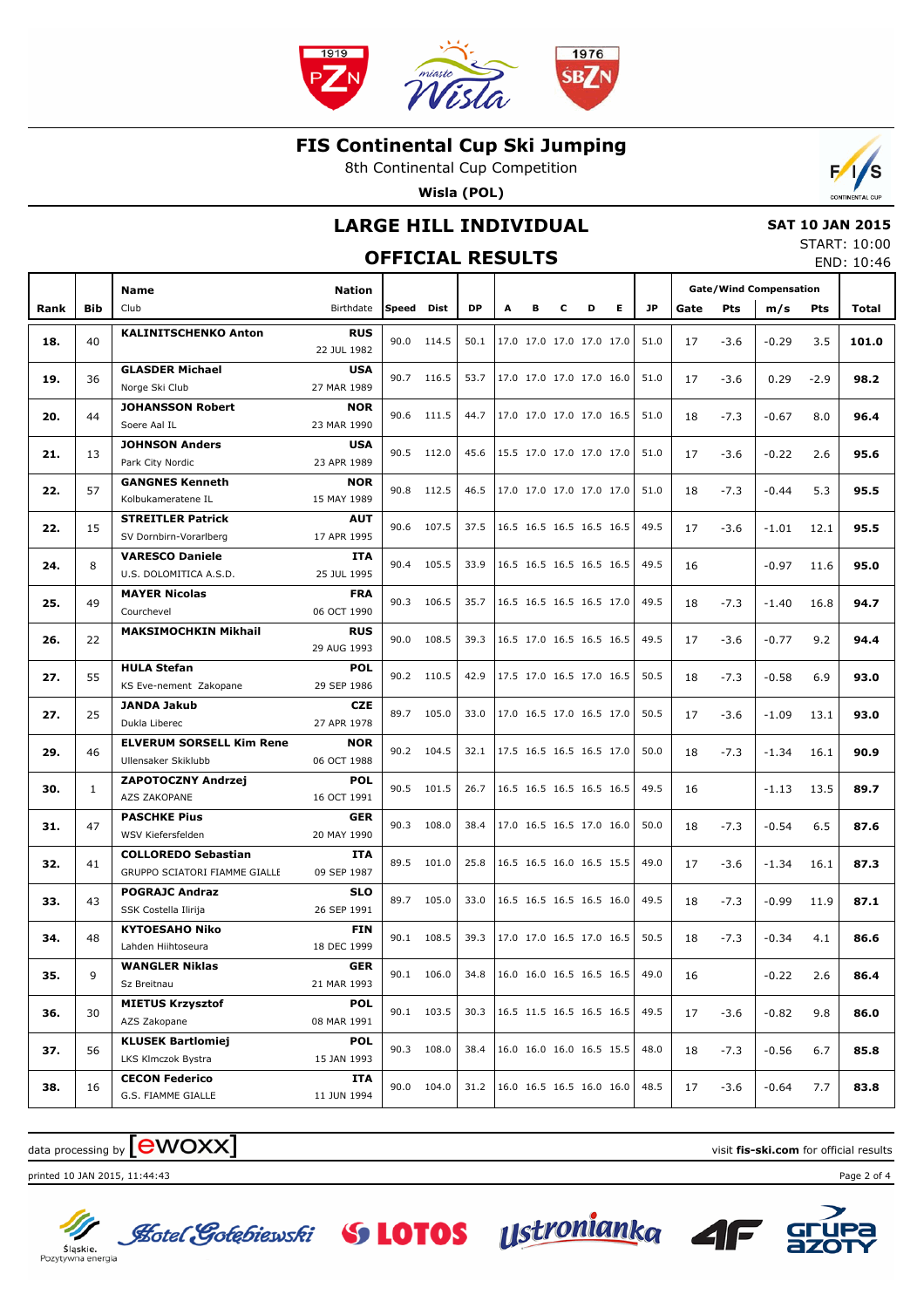# FIS Continental Cup Ski Jumping

8th Continental Cup Competition

**Wisla (POL)**

## LARGE HILL INDIVIDUAL

## OFFICIAL RESULTS

**SAT 10 JAN 2015**

START: 10:00

END: 10:46

| Rank | Bib | Name / Club | Nation / Birthdate | Speed | Dist | DP | A | B | C | D | E | JP | Gate | Pts | m/s | Pts | Total |
|---|---|---|---|---|---|---|---|---|---|---|---|---|---|---|---|---|---|
| | | | | | | | | | | | | | Gate/Wind Compensation | | | | |
| 18. | 40 | **KALINITSCHENKO Anton** | **RUS** 22 JUL 1982 | 90.0 | 114.5 | 50.1 | 17.0 | 17.0 | 17.0 | 17.0 | 17.0 | 51.0 | 17 | -3.6 | -0.29 | 3.5 | **101.0** |
| 19. | 36 | **GLASDER Michael** Norge Ski Club | **USA** 27 MAR 1989 | 90.7 | 116.5 | 53.7 | 17.0 | 17.0 | 17.0 | 17.0 | 16.0 | 51.0 | 17 | -3.6 | 0.29 | -2.9 | **98.2** |
| 20. | 44 | **JOHANSSON Robert** Soere Aal IL | **NOR** 23 MAR 1990 | 90.6 | 111.5 | 44.7 | 17.0 | 17.0 | 17.0 | 17.0 | 16.5 | 51.0 | 18 | -7.3 | -0.67 | 8.0 | **96.4** |
| 21. | 13 | **JOHNSON Anders** Park City Nordic | **USA** 23 APR 1989 | 90.5 | 112.0 | 45.6 | 15.5 | 17.0 | 17.0 | 17.0 | 17.0 | 51.0 | 17 | -3.6 | -0.22 | 2.6 | **95.6** |
| 22. | 57 | **GANGNES Kenneth** Kolbukameratene IL | **NOR** 15 MAY 1989 | 90.8 | 112.5 | 46.5 | 17.0 | 17.0 | 17.0 | 17.0 | 17.0 | 51.0 | 18 | -7.3 | -0.44 | 5.3 | **95.5** |
| 22. | 15 | **STREITLER Patrick** SV Dornbirn-Vorarlberg | **AUT** 17 APR 1995 | 90.6 | 107.5 | 37.5 | 16.5 | 16.5 | 16.5 | 16.5 | 16.5 | 49.5 | 17 | -3.6 | -1.01 | 12.1 | **95.5** |
| 24. | 8 | **VARESCO Daniele** U.S. DOLOMITICA A.S.D. | **ITA** 25 JUL 1995 | 90.4 | 105.5 | 33.9 | 16.5 | 16.5 | 16.5 | 16.5 | 16.5 | 49.5 | 16 | | -0.97 | 11.6 | **95.0** |
| 25. | 49 | **MAYER Nicolas** Courchevel | **FRA** 06 OCT 1990 | 90.3 | 106.5 | 35.7 | 16.5 | 16.5 | 16.5 | 16.5 | 17.0 | 49.5 | 18 | -7.3 | -1.40 | 16.8 | **94.7** |
| 26. | 22 | **MAKSIMOCHKIN Mikhail** | **RUS** 29 AUG 1993 | 90.0 | 108.5 | 39.3 | 16.5 | 17.0 | 16.5 | 16.5 | 16.5 | 49.5 | 17 | -3.6 | -0.77 | 9.2 | **94.4** |
| 27. | 55 | **HULA Stefan** KS Eve-nement Zakopane | **POL** 29 SEP 1986 | 90.2 | 110.5 | 42.9 | 17.5 | 17.0 | 16.5 | 17.0 | 16.5 | 50.5 | 18 | -7.3 | -0.58 | 6.9 | **93.0** |
| 27. | 25 | **JANDA Jakub** Dukla Liberec | **CZE** 27 APR 1978 | 89.7 | 105.0 | 33.0 | 17.0 | 16.5 | 17.0 | 16.5 | 17.0 | 50.5 | 17 | -3.6 | -1.09 | 13.1 | **93.0** |
| 29. | 46 | **ELVERUM SORSELL Kim Rene** Ullensaker Skiklubb | **NOR** 06 OCT 1988 | 90.2 | 104.5 | 32.1 | 17.5 | 16.5 | 16.5 | 16.5 | 17.0 | 50.0 | 18 | -7.3 | -1.34 | 16.1 | **90.9** |
| 30. | 1 | **ZAPOTOCZNY Andrzej** AZS ZAKOPANE | **POL** 16 OCT 1991 | 90.5 | 101.5 | 26.7 | 16.5 | 16.5 | 16.5 | 16.5 | 16.5 | 49.5 | 16 | | -1.13 | 13.5 | **89.7** |
| 31. | 47 | **PASCHKE Pius** WSV Kiefersfelden | **GER** 20 MAY 1990 | 90.3 | 108.0 | 38.4 | 17.0 | 16.5 | 16.5 | 17.0 | 16.0 | 50.0 | 18 | -7.3 | -0.54 | 6.5 | **87.6** |
| 32. | 41 | **COLLOREDO Sebastian** GRUPPO SCIATORI FIAMME GIALLE | **ITA** 09 SEP 1987 | 89.5 | 101.0 | 25.8 | 16.5 | 16.5 | 16.0 | 16.5 | 15.5 | 49.0 | 17 | -3.6 | -1.34 | 16.1 | **87.3** |
| 33. | 43 | **POGRAJC Andraz** SSK Costella Ilirija | **SLO** 26 SEP 1991 | 89.7 | 105.0 | 33.0 | 16.5 | 16.5 | 16.5 | 16.5 | 16.0 | 49.5 | 18 | -7.3 | -0.99 | 11.9 | **87.1** |
| 34. | 48 | **KYTOESAHO Niko** Lahden Hiihtoseura | **FIN** 18 DEC 1999 | 90.1 | 108.5 | 39.3 | 17.0 | 17.0 | 16.5 | 17.0 | 16.5 | 50.5 | 18 | -7.3 | -0.34 | 4.1 | **86.6** |
| 35. | 9 | **WANGLER Niklas** Sz Breitnau | **GER** 21 MAR 1993 | 90.1 | 106.0 | 34.8 | 16.0 | 16.0 | 16.5 | 16.5 | 16.5 | 49.0 | 16 | | -0.22 | 2.6 | **86.4** |
| 36. | 30 | **MIETUS Krzysztof** AZS Zakopane | **POL** 08 MAR 1991 | 90.1 | 103.5 | 30.3 | 16.5 | 11.5 | 16.5 | 16.5 | 16.5 | 49.5 | 17 | -3.6 | -0.82 | 9.8 | **86.0** |
| 37. | 56 | **KLUSEK Bartlomiej** LKS Klmczok Bystra | **POL** 15 JAN 1993 | 90.3 | 108.0 | 38.4 | 16.0 | 16.0 | 16.0 | 16.5 | 15.5 | 48.0 | 18 | -7.3 | -0.56 | 6.7 | **85.8** |
| 38. | 16 | **CECON Federico** G.S. FIAMME GIALLE | **ITA** 11 JUN 1994 | 90.0 | 104.0 | 31.2 | 16.0 | 16.5 | 16.5 | 16.0 | 16.0 | 48.5 | 17 | -3.6 | -0.64 | 7.7 | **83.8** |

data processing by [ewoxx]

visit **fis-ski.com** for official results

printed 10 JAN 2015, 11:44:43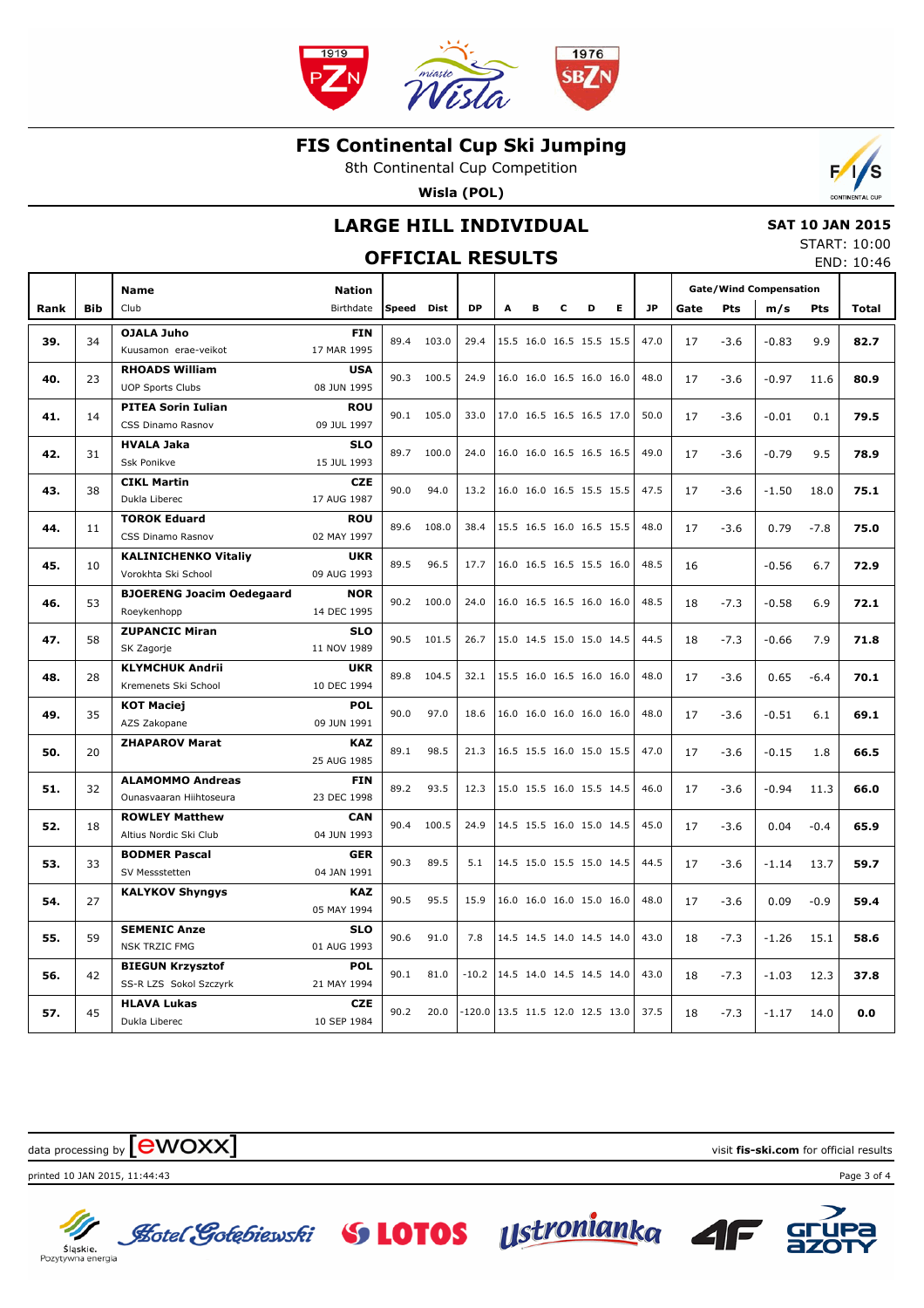# FIS Continental Cup Ski Jumping

8th Continental Cup Competition

**Wisla (POL)**

## LARGE HILL INDIVIDUAL

## OFFICIAL RESULTS

**SAT 10 JAN 2015**
START: 10:00
END: 10:46

| Rank | Bib | Name / Club | Nation / Birthdate | Speed | Dist | DP | A | B | C | D | E | JP | Gate | Pts | m/s | Pts | Total |
|---|---|---|---|---|---|---|---|---|---|---|---|---|---|---|---|---|---|
| **39.** | 34 | **OJALA Juho** Kuusamon erae-veikot | **FIN** 17 MAR 1995 | 89.4 | 103.0 | 29.4 | 15.5 | 16.0 | 16.5 | 15.5 | 15.5 | 47.0 | 17 | -3.6 | -0.83 | 9.9 | **82.7** |
| **40.** | 23 | **RHOADS William** UOP Sports Clubs | **USA** 08 JUN 1995 | 90.3 | 100.5 | 24.9 | 16.0 | 16.0 | 16.5 | 16.0 | 16.0 | 48.0 | 17 | -3.6 | -0.97 | 11.6 | **80.9** |
| **41.** | 14 | **PITEA Sorin Iulian** CSS Dinamo Rasnov | **ROU** 09 JUL 1997 | 90.1 | 105.0 | 33.0 | 17.0 | 16.5 | 16.5 | 16.5 | 17.0 | 50.0 | 17 | -3.6 | -0.01 | 0.1 | **79.5** |
| **42.** | 31 | **HVALA Jaka** Ssk Ponikve | **SLO** 15 JUL 1993 | 89.7 | 100.0 | 24.0 | 16.0 | 16.0 | 16.5 | 16.5 | 16.5 | 49.0 | 17 | -3.6 | -0.79 | 9.5 | **78.9** |
| **43.** | 38 | **CIKL Martin** Dukla Liberec | **CZE** 17 AUG 1987 | 90.0 | 94.0 | 13.2 | 16.0 | 16.0 | 16.5 | 15.5 | 15.5 | 47.5 | 17 | -3.6 | -1.50 | 18.0 | **75.1** |
| **44.** | 11 | **TOROK Eduard** CSS Dinamo Rasnov | **ROU** 02 MAY 1997 | 89.6 | 108.0 | 38.4 | 15.5 | 16.5 | 16.0 | 16.5 | 15.5 | 48.0 | 17 | -3.6 | 0.79 | -7.8 | **75.0** |
| **45.** | 10 | **KALINICHENKO Vitaliy** Vorokhta Ski School | **UKR** 09 AUG 1993 | 89.5 | 96.5 | 17.7 | 16.0 | 16.5 | 16.5 | 15.5 | 16.0 | 48.5 | 16 | | -0.56 | 6.7 | **72.9** |
| **46.** | 53 | **BJOERENG Joacim Oedegaard** Roeykenhopp | **NOR** 14 DEC 1995 | 90.2 | 100.0 | 24.0 | 16.0 | 16.5 | 16.5 | 16.0 | 16.0 | 48.5 | 18 | -7.3 | -0.58 | 6.9 | **72.1** |
| **47.** | 58 | **ZUPANCIC Miran** SK Zagorje | **SLO** 11 NOV 1989 | 90.5 | 101.5 | 26.7 | 15.0 | 14.5 | 15.0 | 15.0 | 14.5 | 44.5 | 18 | -7.3 | -0.66 | 7.9 | **71.8** |
| **48.** | 28 | **KLYMCHUK Andrii** Kremenets Ski School | **UKR** 10 DEC 1994 | 89.8 | 104.5 | 32.1 | 15.5 | 16.0 | 16.5 | 16.0 | 16.0 | 48.0 | 17 | -3.6 | 0.65 | -6.4 | **70.1** |
| **49.** | 35 | **KOT Maciej** AZS Zakopane | **POL** 09 JUN 1991 | 90.0 | 97.0 | 18.6 | 16.0 | 16.0 | 16.0 | 16.0 | 16.0 | 48.0 | 17 | -3.6 | -0.51 | 6.1 | **69.1** |
| **50.** | 20 | **ZHAPAROV Marat** | **KAZ** 25 AUG 1985 | 89.1 | 98.5 | 21.3 | 16.5 | 15.5 | 16.0 | 15.0 | 15.5 | 47.0 | 17 | -3.6 | -0.15 | 1.8 | **66.5** |
| **51.** | 32 | **ALAMOMMO Andreas** Ounasvaaran Hiihtoseura | **FIN** 23 DEC 1998 | 89.2 | 93.5 | 12.3 | 15.0 | 15.5 | 16.0 | 15.5 | 14.5 | 46.0 | 17 | -3.6 | -0.94 | 11.3 | **66.0** |
| **52.** | 18 | **ROWLEY Matthew** Altius Nordic Ski Club | **CAN** 04 JUN 1993 | 90.4 | 100.5 | 24.9 | 14.5 | 15.5 | 16.0 | 15.0 | 14.5 | 45.0 | 17 | -3.6 | 0.04 | -0.4 | **65.9** |
| **53.** | 33 | **BODMER Pascal** SV Messstetten | **GER** 04 JAN 1991 | 90.3 | 89.5 | 5.1 | 14.5 | 15.0 | 15.5 | 15.0 | 14.5 | 44.5 | 17 | -3.6 | -1.14 | 13.7 | **59.7** |
| **54.** | 27 | **KALYKOV Shyngys** | **KAZ** 05 MAY 1994 | 90.5 | 95.5 | 15.9 | 16.0 | 16.0 | 16.0 | 15.0 | 16.0 | 48.0 | 17 | -3.6 | 0.09 | -0.9 | **59.4** |
| **55.** | 59 | **SEMENIC Anze** NSK TRZIC FMG | **SLO** 01 AUG 1993 | 90.6 | 91.0 | 7.8 | 14.5 | 14.5 | 14.0 | 14.5 | 14.0 | 43.0 | 18 | -7.3 | -1.26 | 15.1 | **58.6** |
| **56.** | 42 | **BIEGUN Krzysztof** SS-R LZS Sokol Szczyrk | **POL** 21 MAY 1994 | 90.1 | 81.0 | -10.2 | 14.5 | 14.0 | 14.5 | 14.5 | 14.0 | 43.0 | 18 | -7.3 | -1.03 | 12.3 | **37.8** |
| **57.** | 45 | **HLAVA Lukas** Dukla Liberec | **CZE** 10 SEP 1984 | 90.2 | 20.0 | -120.0 | 13.5 | 11.5 | 12.0 | 12.5 | 13.0 | 37.5 | 18 | -7.3 | -1.17 | 14.0 | **0.0** |

data processing by ewoxx — visit **fis-ski.com** for official results

printed 10 JAN 2015, 11:44:43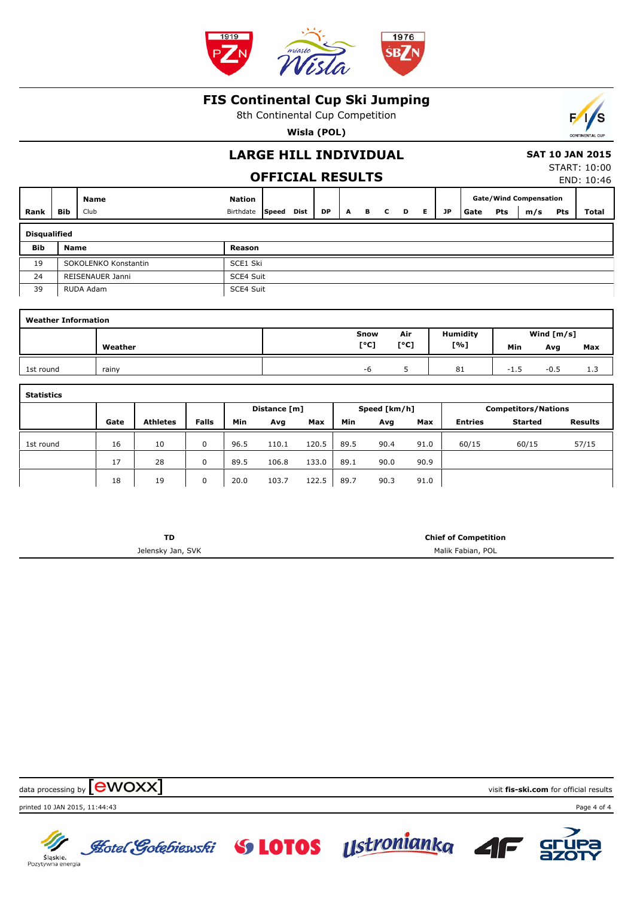# FIS Continental Cup Ski Jumping

8th Continental Cup Competition

**Wisla (POL)**

## LARGE HILL INDIVIDUAL

## OFFICIAL RESULTS

**SAT 10 JAN 2015**
START: 10:00
END: 10:46

| Rank | Bib | Name / Club | Nation / Birthdate | Speed | Dist | DP | A | B | C | D | E | JP | Gate | Pts | m/s | Pts | Total |
|---|---|---|---|---|---|---|---|---|---|---|---|---|---|---|---|---|---|

**Disqualified**

| Bib | Name | Reason |
|---|---|---|
| 19 | SOKOLENKO Konstantin | SCE1 Ski |
| 24 | REISENAUER Janni | SCE4 Suit |
| 39 | RUDA Adam | SCE4 Suit |

**Weather Information**

| | Weather | | Snow [°C] | Air [°C] | Humidity [%] | Wind [m/s] Min | Wind [m/s] Avg | Wind [m/s] Max |
|---|---|---|---|---|---|---|---|---|
| 1st round | rainy | | -6 | 5 | 81 | -1.5 | -0.5 | 1.3 |

**Statistics**

| | Gate | Athletes | Falls | Distance [m] Min | Distance [m] Avg | Distance [m] Max | Speed [km/h] Min | Speed [km/h] Avg | Speed [km/h] Max | Entries | Started | Results |
|---|---|---|---|---|---|---|---|---|---|---|---|---|
| 1st round | 16 | 10 | 0 | 96.5 | 110.1 | 120.5 | 89.5 | 90.4 | 91.0 | 60/15 | 60/15 | 57/15 |
| | 17 | 28 | 0 | 89.5 | 106.8 | 133.0 | 89.1 | 90.0 | 90.9 | | | |
| | 18 | 19 | 0 | 20.0 | 103.7 | 122.5 | 89.7 | 90.3 | 91.0 | | | |

| TD | Chief of Competition |
|---|---|
| Jelensky Jan, SVK | Malik Fabian, POL |

data processing by ewoxx — visit **fis-ski.com** for official results

printed 10 JAN 2015, 11:44:43